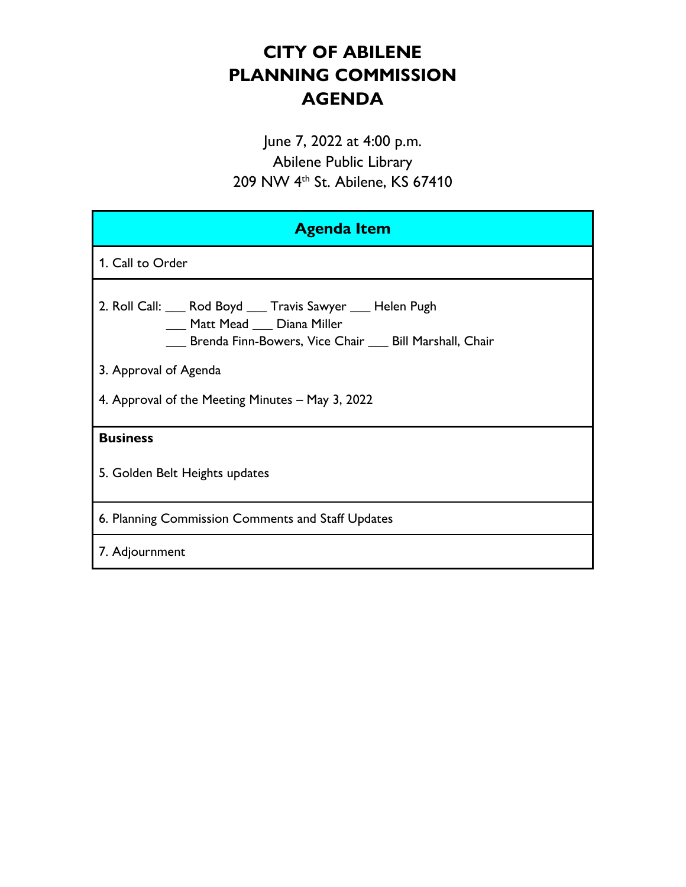# CITY OF ABILENE
# PLANNING COMMISSION
# AGENDA

June 7, 2022 at 4:00 p.m.
Abilene Public Library
209 NW 4th St. Abilene, KS 67410

| **Agenda Item** |
|---|
| 1. Call to Order |
| 2. Roll Call: ___ Rod Boyd ___ Travis Sawyer ___ Helen Pugh<br>___ Matt Mead ___ Diana Miller<br>___ Brenda Finn-Bowers, Vice Chair ___ Bill Marshall, Chair<br><br>3. Approval of Agenda<br><br>4. Approval of the Meeting Minutes – May 3, 2022 |
| **Business**<br><br>5. Golden Belt Heights updates |
| 6. Planning Commission Comments and Staff Updates |
| 7. Adjournment |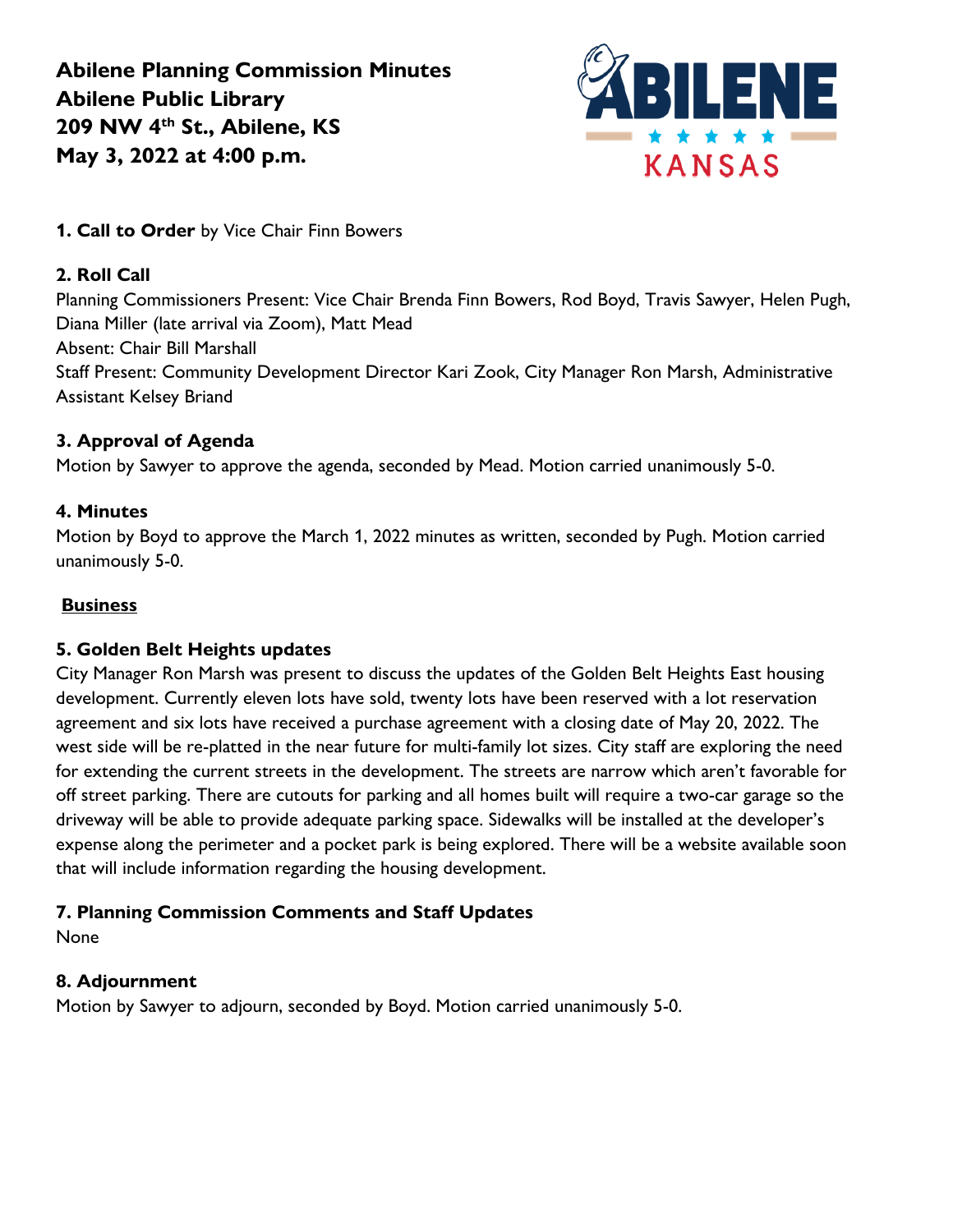**Abilene Planning Commission Minutes**
**Abilene Public Library**
**209 NW 4th St., Abilene, KS**
**May 3, 2022 at 4:00 p.m.**

**1. Call to Order** by Vice Chair Finn Bowers

**2. Roll Call**
Planning Commissioners Present: Vice Chair Brenda Finn Bowers, Rod Boyd, Travis Sawyer, Helen Pugh, Diana Miller (late arrival via Zoom), Matt Mead
Absent: Chair Bill Marshall
Staff Present: Community Development Director Kari Zook, City Manager Ron Marsh, Administrative Assistant Kelsey Briand

**3. Approval of Agenda**
Motion by Sawyer to approve the agenda, seconded by Mead. Motion carried unanimously 5-0.

**4. Minutes**
Motion by Boyd to approve the March 1, 2022 minutes as written, seconded by Pugh. Motion carried unanimously 5-0.

**Business**

**5. Golden Belt Heights updates**
City Manager Ron Marsh was present to discuss the updates of the Golden Belt Heights East housing development. Currently eleven lots have sold, twenty lots have been reserved with a lot reservation agreement and six lots have received a purchase agreement with a closing date of May 20, 2022. The west side will be re-platted in the near future for multi-family lot sizes. City staff are exploring the need for extending the current streets in the development. The streets are narrow which aren't favorable for off street parking. There are cutouts for parking and all homes built will require a two-car garage so the driveway will be able to provide adequate parking space. Sidewalks will be installed at the developer's expense along the perimeter and a pocket park is being explored. There will be a website available soon that will include information regarding the housing development.

**7. Planning Commission Comments and Staff Updates**
None

**8. Adjournment**
Motion by Sawyer to adjourn, seconded by Boyd. Motion carried unanimously 5-0.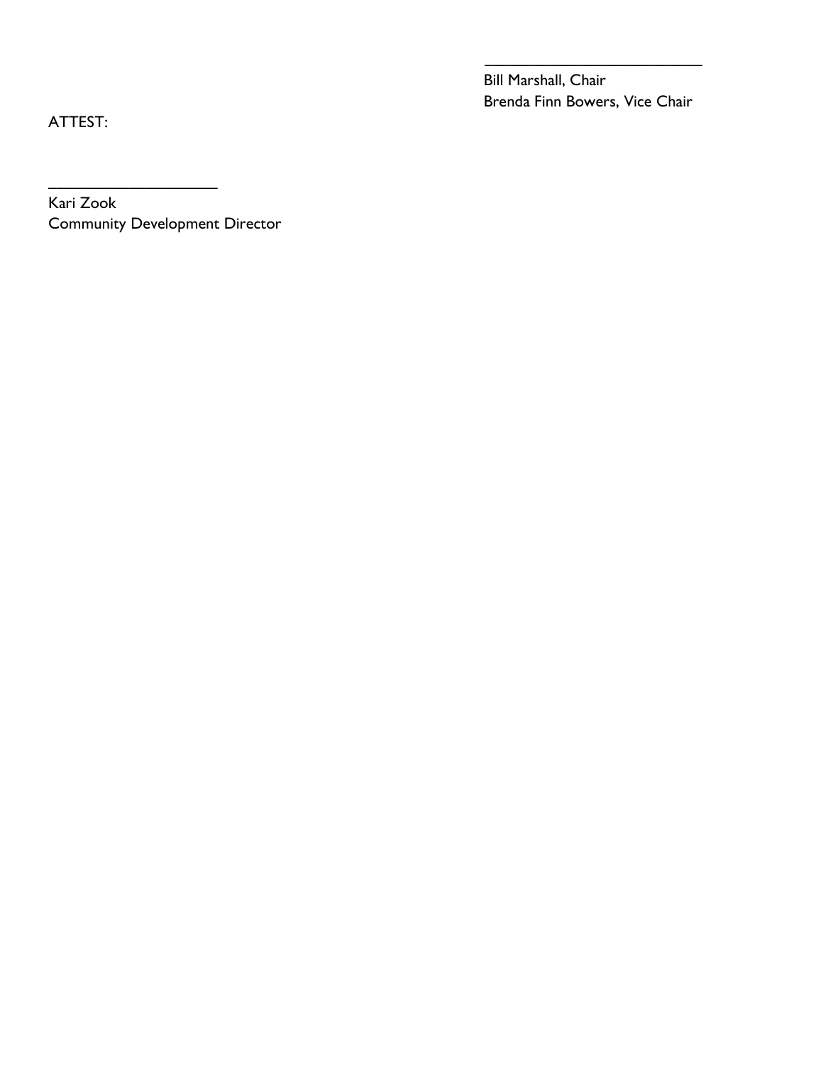\_\_\_\_\_\_\_\_\_\_\_\_\_\_\_\_\_\_\_\_\_\_\_\_\_\_

Bill Marshall, Chair
Brenda Finn Bowers, Vice Chair

ATTEST:

\_\_\_\_\_\_\_\_\_\_\_\_\_\_\_\_\_\_\_\_

Kari Zook
Community Development Director